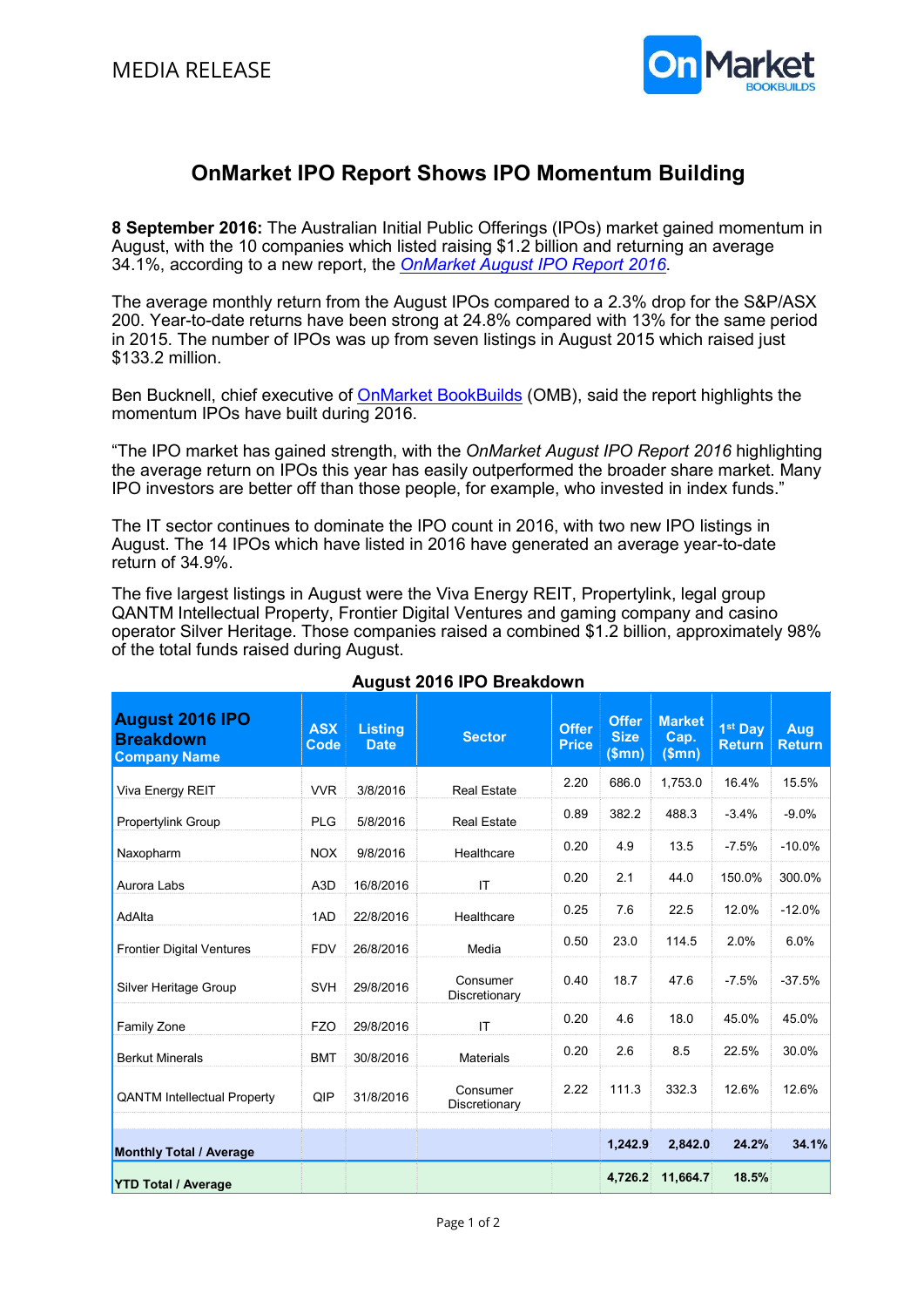MEDIA RELEASE

# OnMarket IPO Report Shows IPO Momentum Building

**8 September 2016:** The Australian Initial Public Offerings (IPOs) market gained momentum in August, with the 10 companies which listed raising $1.2 billion and returning an average 34.1%, according to a new report, the *OnMarket August IPO Report 2016*.

The average monthly return from the August IPOs compared to a 2.3% drop for the S&P/ASX 200. Year-to-date returns have been strong at 24.8% compared with 13% for the same period in 2015. The number of IPOs was up from seven listings in August 2015 which raised just $133.2 million.

Ben Bucknell, chief executive of OnMarket BookBuilds (OMB), said the report highlights the momentum IPOs have built during 2016.

"The IPO market has gained strength, with the *OnMarket August IPO Report 2016* highlighting the average return on IPOs this year has easily outperformed the broader share market. Many IPO investors are better off than those people, for example, who invested in index funds."

The IT sector continues to dominate the IPO count in 2016, with two new IPO listings in August. The 14 IPOs which have listed in 2016 have generated an average year-to-date return of 34.9%.

The five largest listings in August were the Viva Energy REIT, Propertylink, legal group QANTM Intellectual Property, Frontier Digital Ventures and gaming company and casino operator Silver Heritage. Those companies raised a combined $1.2 billion, approximately 98% of the total funds raised during August.

**August 2016 IPO Breakdown**

| August 2016 IPO Breakdown Company Name | ASX Code | Listing Date | Sector | Offer Price | Offer Size ($mn) | Market Cap. ($mn) | 1st Day Return | Aug Return |
|---|---|---|---|---|---|---|---|---|
| Viva Energy REIT | VVR | 3/8/2016 | Real Estate | 2.20 | 686.0 | 1,753.0 | 16.4% | 15.5% |
| Propertylink Group | PLG | 5/8/2016 | Real Estate | 0.89 | 382.2 | 488.3 | -3.4% | -9.0% |
| Naxopharm | NOX | 9/8/2016 | Healthcare | 0.20 | 4.9 | 13.5 | -7.5% | -10.0% |
| Aurora Labs | A3D | 16/8/2016 | IT | 0.20 | 2.1 | 44.0 | 150.0% | 300.0% |
| AdAlta | 1AD | 22/8/2016 | Healthcare | 0.25 | 7.6 | 22.5 | 12.0% | -12.0% |
| Frontier Digital Ventures | FDV | 26/8/2016 | Media | 0.50 | 23.0 | 114.5 | 2.0% | 6.0% |
| Silver Heritage Group | SVH | 29/8/2016 | Consumer Discretionary | 0.40 | 18.7 | 47.6 | -7.5% | -37.5% |
| Family Zone | FZO | 29/8/2016 | IT | 0.20 | 4.6 | 18.0 | 45.0% | 45.0% |
| Berkut Minerals | BMT | 30/8/2016 | Materials | 0.20 | 2.6 | 8.5 | 22.5% | 30.0% |
| QANTM Intellectual Property | QIP | 31/8/2016 | Consumer Discretionary | 2.22 | 111.3 | 332.3 | 12.6% | 12.6% |
| **Monthly Total / Average** | | | | | **1,242.9** | **2,842.0** | **24.2%** | **34.1%** |
| **YTD Total / Average** | | | | | **4,726.2** | **11,664.7** | **18.5%** | |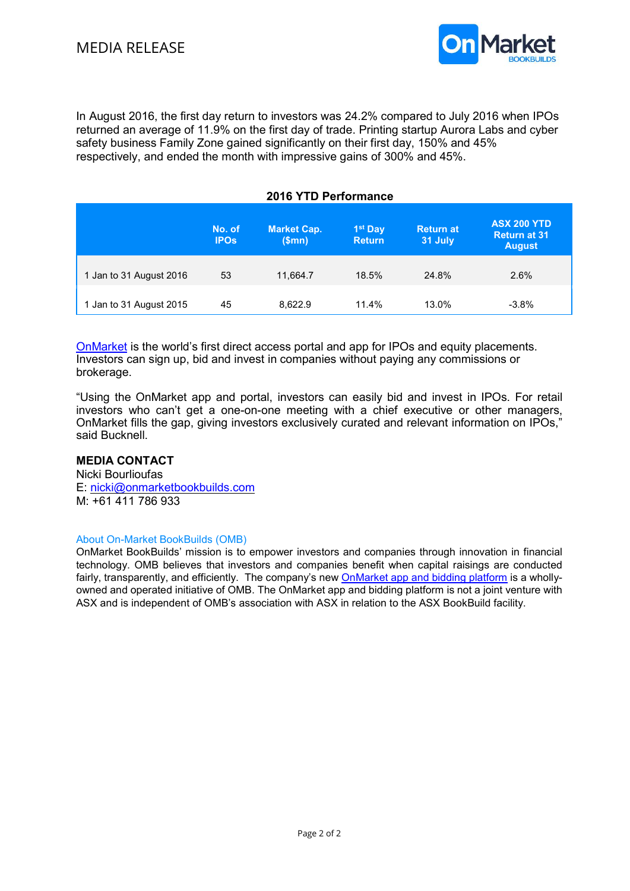In August 2016, the first day return to investors was 24.2% compared to July 2016 when IPOs returned an average of 11.9% on the first day of trade. Printing startup Aurora Labs and cyber safety business Family Zone gained significantly on their first day, 150% and 45% respectively, and ended the month with impressive gains of 300% and 45%.

**2016 YTD Performance**

| | No. of IPOs | Market Cap. ($mn) | 1st Day Return | Return at 31 July | ASX 200 YTD Return at 31 August |
|---|---|---|---|---|---|
| 1 Jan to 31 August 2016 | 53 | 11,664.7 | 18.5% | 24.8% | 2.6% |
| 1 Jan to 31 August 2015 | 45 | 8,622.9 | 11.4% | 13.0% | -3.8% |

OnMarket is the world's first direct access portal and app for IPOs and equity placements. Investors can sign up, bid and invest in companies without paying any commissions or brokerage.

"Using the OnMarket app and portal, investors can easily bid and invest in IPOs. For retail investors who can't get a one-on-one meeting with a chief executive or other managers, OnMarket fills the gap, giving investors exclusively curated and relevant information on IPOs," said Bucknell.

**MEDIA CONTACT**
Nicki Bourlioufas
E: nicki@onmarketbookbuilds.com
M: +61 411 786 933

About On-Market BookBuilds (OMB)

OnMarket BookBuilds' mission is to empower investors and companies through innovation in financial technology. OMB believes that investors and companies benefit when capital raisings are conducted fairly, transparently, and efficiently. The company's new OnMarket app and bidding platform is a wholly-owned and operated initiative of OMB. The OnMarket app and bidding platform is not a joint venture with ASX and is independent of OMB's association with ASX in relation to the ASX BookBuild facility.